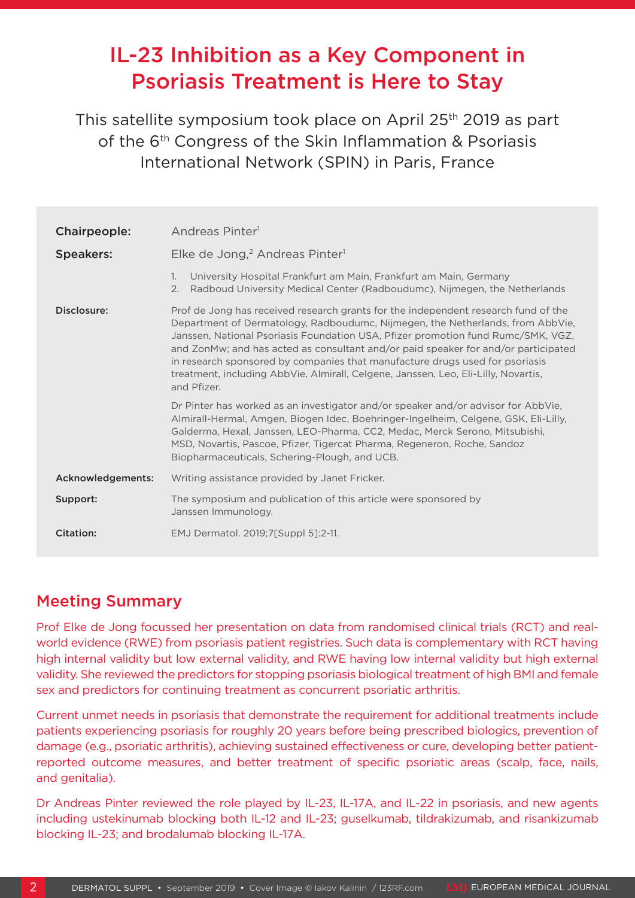# IL-23 Inhibition as a Key Component in Psoriasis Treatment is Here to Stay

This satellite symposium took place on April 25th 2019 as part of the 6th Congress of the Skin Inflammation & Psoriasis International Network (SPIN) in Paris, France

| | |
|---|---|
| **Chairpeople:** | Andreas Pinter[1] |
| **Speakers:** | Elke de Jong,[2] Andreas Pinter[1] |
| | 1. University Hospital Frankfurt am Main, Frankfurt am Main, Germany<br>2. Radboud University Medical Center (Radboudumc), Nijmegen, the Netherlands |
| **Disclosure:** | Prof de Jong has received research grants for the independent research fund of the Department of Dermatology, Radboudumc, Nijmegen, the Netherlands, from AbbVie, Janssen, National Psoriasis Foundation USA, Pfizer promotion fund Rumc/SMK, VGZ, and ZonMw; and has acted as consultant and/or paid speaker for and/or participated in research sponsored by companies that manufacture drugs used for psoriasis treatment, including AbbVie, Almirall, Celgene, Janssen, Leo, Eli-Lilly, Novartis, and Pfizer.<br><br>Dr Pinter has worked as an investigator and/or speaker and/or advisor for AbbVie, Almirall-Hermal, Amgen, Biogen Idec, Boehringer-Ingelheim, Celgene, GSK, Eli-Lilly, Galderma, Hexal, Janssen, LEO-Pharma, CC2, Medac, Merck Serono, Mitsubishi, MSD, Novartis, Pascoe, Pfizer, Tigercat Pharma, Regeneron, Roche, Sandoz Biopharmaceuticals, Schering-Plough, and UCB. |
| **Acknowledgements:** | Writing assistance provided by Janet Fricker. |
| **Support:** | The symposium and publication of this article were sponsored by Janssen Immunology. |
| **Citation:** | EMJ Dermatol. 2019;7[Suppl 5]:2-11. |

## Meeting Summary

Prof Elke de Jong focussed her presentation on data from randomised clinical trials (RCT) and real-world evidence (RWE) from psoriasis patient registries. Such data is complementary with RCT having high internal validity but low external validity, and RWE having low internal validity but high external validity. She reviewed the predictors for stopping psoriasis biological treatment of high BMI and female sex and predictors for continuing treatment as concurrent psoriatic arthritis.

Current unmet needs in psoriasis that demonstrate the requirement for additional treatments include patients experiencing psoriasis for roughly 20 years before being prescribed biologics, prevention of damage (e.g., psoriatic arthritis), achieving sustained effectiveness or cure, developing better patient-reported outcome measures, and better treatment of specific psoriatic areas (scalp, face, nails, and genitalia).

Dr Andreas Pinter reviewed the role played by IL-23, IL-17A, and IL-22 in psoriasis, and new agents including ustekinumab blocking both IL-12 and IL-23; guselkumab, tildrakizumab, and risankizumab blocking IL-23; and brodalumab blocking IL-17A.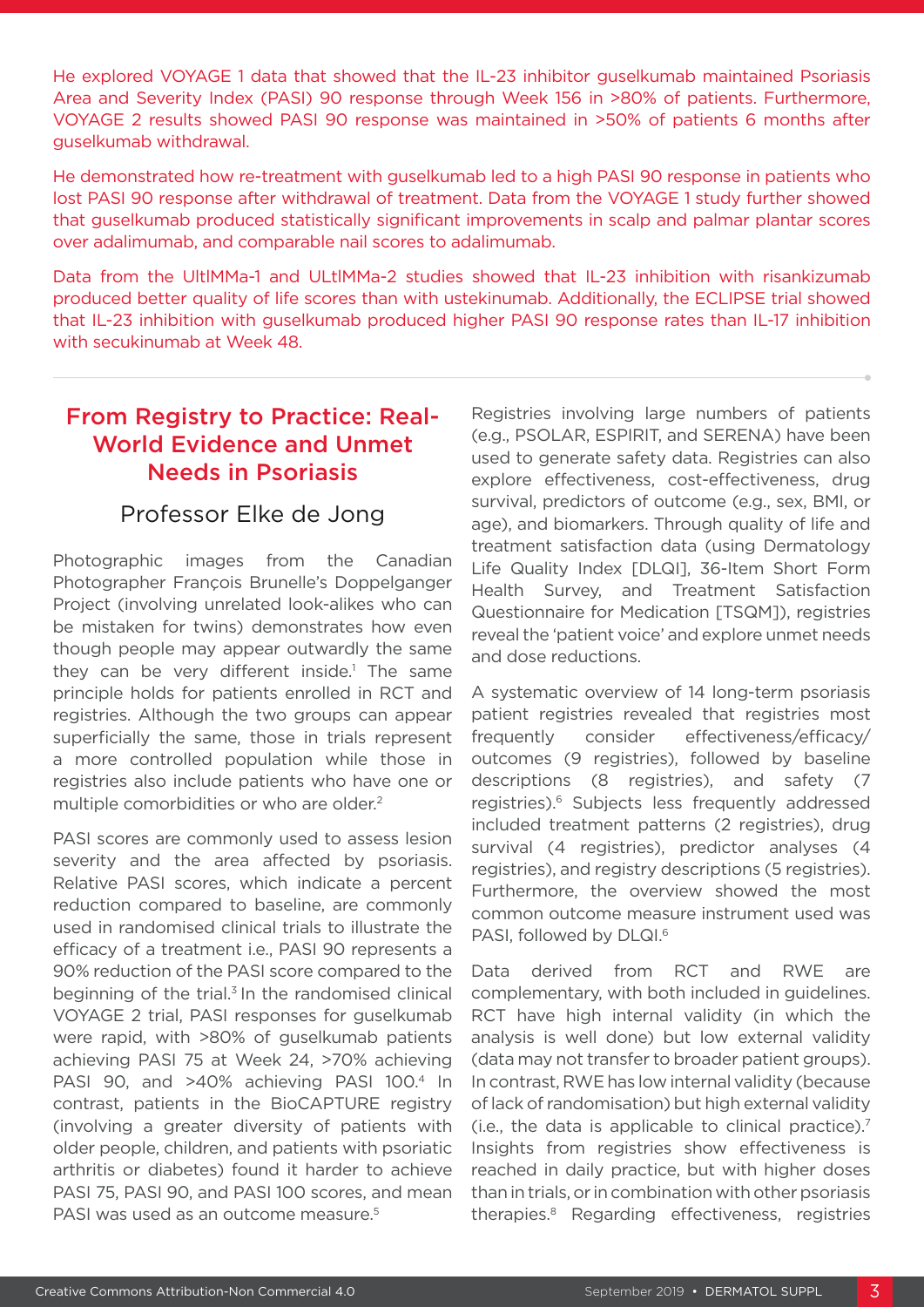He explored VOYAGE 1 data that showed that the IL-23 inhibitor guselkumab maintained Psoriasis Area and Severity Index (PASI) 90 response through Week 156 in >80% of patients. Furthermore, VOYAGE 2 results showed PASI 90 response was maintained in >50% of patients 6 months after guselkumab withdrawal.

He demonstrated how re-treatment with guselkumab led to a high PASI 90 response in patients who lost PASI 90 response after withdrawal of treatment. Data from the VOYAGE 1 study further showed that guselkumab produced statistically significant improvements in scalp and palmar plantar scores over adalimumab, and comparable nail scores to adalimumab.

Data from the UltIMMa-1 and ULtIMMa-2 studies showed that IL-23 inhibition with risankizumab produced better quality of life scores than with ustekinumab. Additionally, the ECLIPSE trial showed that IL-23 inhibition with guselkumab produced higher PASI 90 response rates than IL-17 inhibition with secukinumab at Week 48.

## From Registry to Practice: Real-World Evidence and Unmet Needs in Psoriasis

### Professor Elke de Jong

Photographic images from the Canadian Photographer François Brunelle's Doppelganger Project (involving unrelated look-alikes who can be mistaken for twins) demonstrates how even though people may appear outwardly the same they can be very different inside.[1] The same principle holds for patients enrolled in RCT and registries. Although the two groups can appear superficially the same, those in trials represent a more controlled population while those in registries also include patients who have one or multiple comorbidities or who are older.[2]

PASI scores are commonly used to assess lesion severity and the area affected by psoriasis. Relative PASI scores, which indicate a percent reduction compared to baseline, are commonly used in randomised clinical trials to illustrate the efficacy of a treatment i.e., PASI 90 represents a 90% reduction of the PASI score compared to the beginning of the trial.[3] In the randomised clinical VOYAGE 2 trial, PASI responses for guselkumab were rapid, with >80% of guselkumab patients achieving PASI 75 at Week 24, >70% achieving PASI 90, and >40% achieving PASI 100.[4] In contrast, patients in the BioCAPTURE registry (involving a greater diversity of patients with older people, children, and patients with psoriatic arthritis or diabetes) found it harder to achieve PASI 75, PASI 90, and PASI 100 scores, and mean PASI was used as an outcome measure.[5]

Registries involving large numbers of patients (e.g., PSOLAR, ESPIRIT, and SERENA) have been used to generate safety data. Registries can also explore effectiveness, cost-effectiveness, drug survival, predictors of outcome (e.g., sex, BMI, or age), and biomarkers. Through quality of life and treatment satisfaction data (using Dermatology Life Quality Index [DLQI], 36-Item Short Form Health Survey, and Treatment Satisfaction Questionnaire for Medication [TSQM]), registries reveal the 'patient voice' and explore unmet needs and dose reductions.

A systematic overview of 14 long-term psoriasis patient registries revealed that registries most frequently consider effectiveness/efficacy/outcomes (9 registries), followed by baseline descriptions (8 registries), and safety (7 registries).[6] Subjects less frequently addressed included treatment patterns (2 registries), drug survival (4 registries), predictor analyses (4 registries), and registry descriptions (5 registries). Furthermore, the overview showed the most common outcome measure instrument used was PASI, followed by DLQI.[6]

Data derived from RCT and RWE are complementary, with both included in guidelines. RCT have high internal validity (in which the analysis is well done) but low external validity (data may not transfer to broader patient groups). In contrast, RWE has low internal validity (because of lack of randomisation) but high external validity (i.e., the data is applicable to clinical practice).[7] Insights from registries show effectiveness is reached in daily practice, but with higher doses than in trials, or in combination with other psoriasis therapies.[8] Regarding effectiveness, registries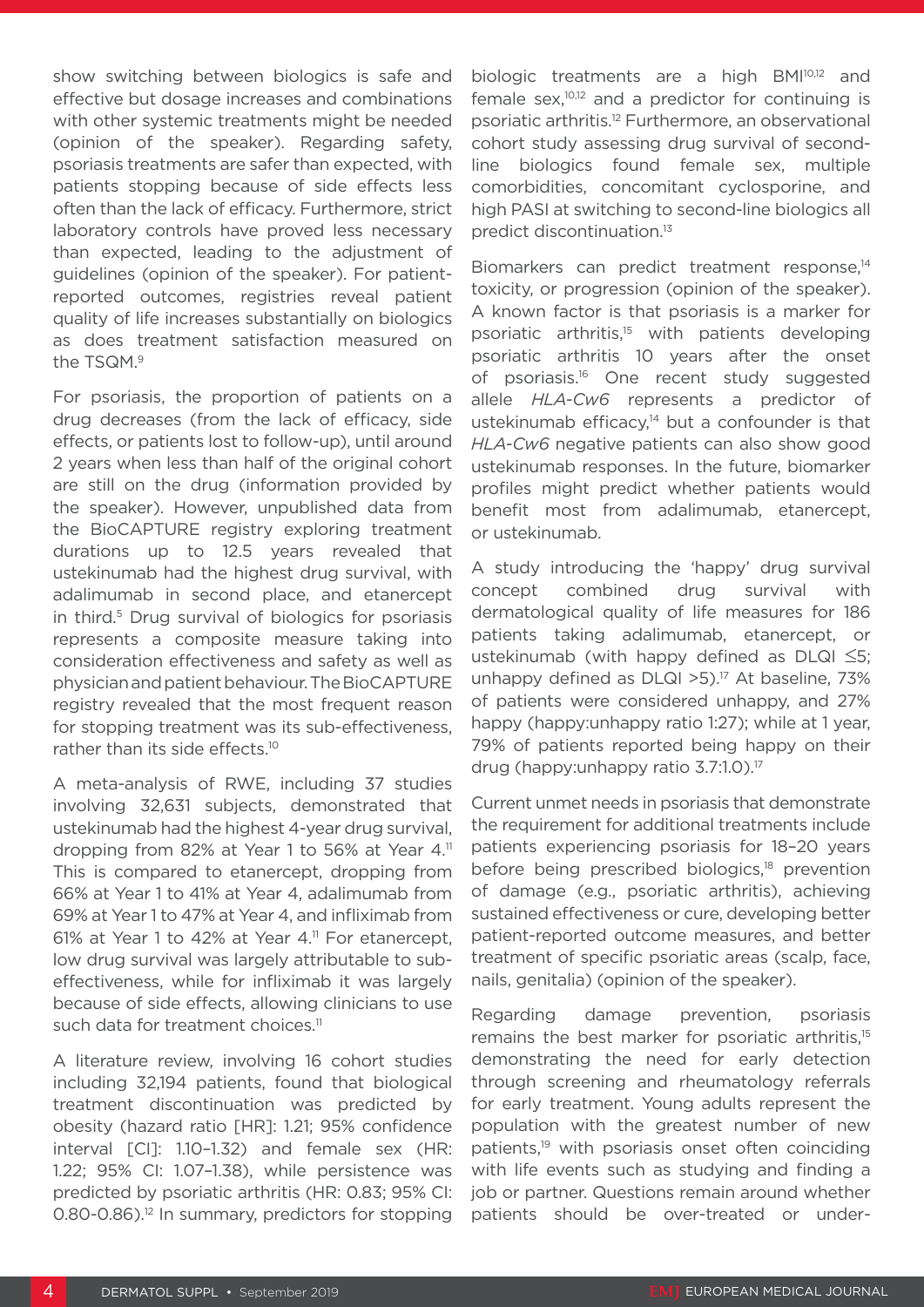show switching between biologics is safe and effective but dosage increases and combinations with other systemic treatments might be needed (opinion of the speaker). Regarding safety, psoriasis treatments are safer than expected, with patients stopping because of side effects less often than the lack of efficacy. Furthermore, strict laboratory controls have proved less necessary than expected, leading to the adjustment of guidelines (opinion of the speaker). For patient-reported outcomes, registries reveal patient quality of life increases substantially on biologics as does treatment satisfaction measured on the TSQM.[9]

For psoriasis, the proportion of patients on a drug decreases (from the lack of efficacy, side effects, or patients lost to follow-up), until around 2 years when less than half of the original cohort are still on the drug (information provided by the speaker). However, unpublished data from the BioCAPTURE registry exploring treatment durations up to 12.5 years revealed that ustekinumab had the highest drug survival, with adalimumab in second place, and etanercept in third.[5] Drug survival of biologics for psoriasis represents a composite measure taking into consideration effectiveness and safety as well as physician and patient behaviour. The BioCAPTURE registry revealed that the most frequent reason for stopping treatment was its sub-effectiveness, rather than its side effects.[10]

A meta-analysis of RWE, including 37 studies involving 32,631 subjects, demonstrated that ustekinumab had the highest 4-year drug survival, dropping from 82% at Year 1 to 56% at Year 4.[11] This is compared to etanercept, dropping from 66% at Year 1 to 41% at Year 4, adalimumab from 69% at Year 1 to 47% at Year 4, and infliximab from 61% at Year 1 to 42% at Year 4.[11] For etanercept, low drug survival was largely attributable to sub-effectiveness, while for infliximab it was largely because of side effects, allowing clinicians to use such data for treatment choices.[11]

A literature review, involving 16 cohort studies including 32,194 patients, found that biological treatment discontinuation was predicted by obesity (hazard ratio [HR]: 1.21; 95% confidence interval [CI]: 1.10–1.32) and female sex (HR: 1.22; 95% CI: 1.07–1.38), while persistence was predicted by psoriatic arthritis (HR: 0.83; 95% CI: 0.80-0.86).[12] In summary, predictors for stopping biologic treatments are a high BMI[10,12] and female sex,[10,12] and a predictor for continuing is psoriatic arthritis.[12] Furthermore, an observational cohort study assessing drug survival of second-line biologics found female sex, multiple comorbidities, concomitant cyclosporine, and high PASI at switching to second-line biologics all predict discontinuation.[13]

Biomarkers can predict treatment response,[14] toxicity, or progression (opinion of the speaker). A known factor is that psoriasis is a marker for psoriatic arthritis,[15] with patients developing psoriatic arthritis 10 years after the onset of psoriasis.[16] One recent study suggested allele *HLA-Cw6* represents a predictor of ustekinumab efficacy,[14] but a confounder is that *HLA-Cw6* negative patients can also show good ustekinumab responses. In the future, biomarker profiles might predict whether patients would benefit most from adalimumab, etanercept, or ustekinumab.

A study introducing the 'happy' drug survival concept combined drug survival with dermatological quality of life measures for 186 patients taking adalimumab, etanercept, or ustekinumab (with happy defined as DLQI ≤5; unhappy defined as DLQI >5).[17] At baseline, 73% of patients were considered unhappy, and 27% happy (happy:unhappy ratio 1:27); while at 1 year, 79% of patients reported being happy on their drug (happy:unhappy ratio 3.7:1.0).[17]

Current unmet needs in psoriasis that demonstrate the requirement for additional treatments include patients experiencing psoriasis for 18–20 years before being prescribed biologics,[18] prevention of damage (e.g., psoriatic arthritis), achieving sustained effectiveness or cure, developing better patient-reported outcome measures, and better treatment of specific psoriatic areas (scalp, face, nails, genitalia) (opinion of the speaker).

Regarding damage prevention, psoriasis remains the best marker for psoriatic arthritis,[15] demonstrating the need for early detection through screening and rheumatology referrals for early treatment. Young adults represent the population with the greatest number of new patients,[19] with psoriasis onset often coinciding with life events such as studying and finding a job or partner. Questions remain around whether patients should be over-treated or under-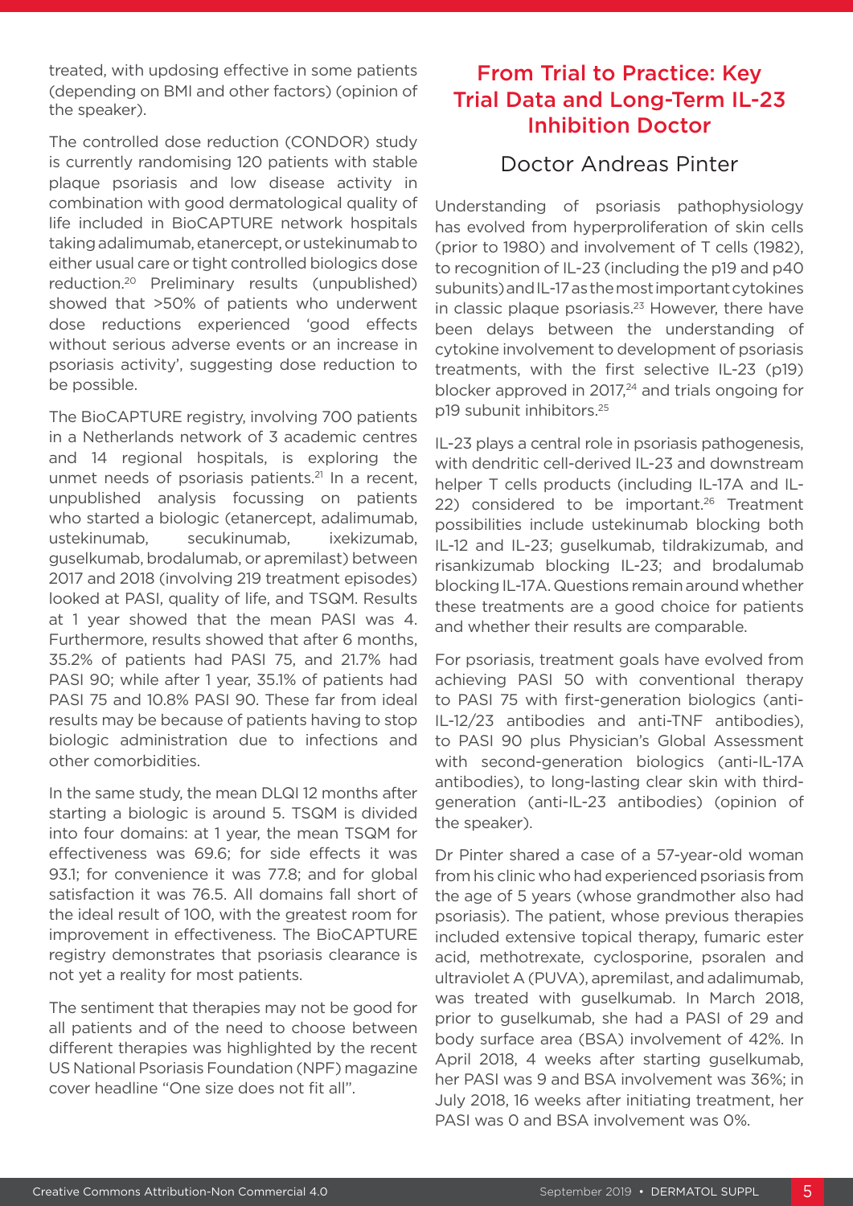treated, with updosing effective in some patients (depending on BMI and other factors) (opinion of the speaker).

The controlled dose reduction (CONDOR) study is currently randomising 120 patients with stable plaque psoriasis and low disease activity in combination with good dermatological quality of life included in BioCAPTURE network hospitals taking adalimumab, etanercept, or ustekinumab to either usual care or tight controlled biologics dose reduction.[20] Preliminary results (unpublished) showed that >50% of patients who underwent dose reductions experienced 'good effects without serious adverse events or an increase in psoriasis activity', suggesting dose reduction to be possible.

The BioCAPTURE registry, involving 700 patients in a Netherlands network of 3 academic centres and 14 regional hospitals, is exploring the unmet needs of psoriasis patients.[21] In a recent, unpublished analysis focussing on patients who started a biologic (etanercept, adalimumab, ustekinumab, secukinumab, ixekizumab, guselkumab, brodalumab, or apremilast) between 2017 and 2018 (involving 219 treatment episodes) looked at PASI, quality of life, and TSQM. Results at 1 year showed that the mean PASI was 4. Furthermore, results showed that after 6 months, 35.2% of patients had PASI 75, and 21.7% had PASI 90; while after 1 year, 35.1% of patients had PASI 75 and 10.8% PASI 90. These far from ideal results may be because of patients having to stop biologic administration due to infections and other comorbidities.

In the same study, the mean DLQI 12 months after starting a biologic is around 5. TSQM is divided into four domains: at 1 year, the mean TSQM for effectiveness was 69.6; for side effects it was 93.1; for convenience it was 77.8; and for global satisfaction it was 76.5. All domains fall short of the ideal result of 100, with the greatest room for improvement in effectiveness. The BioCAPTURE registry demonstrates that psoriasis clearance is not yet a reality for most patients.

The sentiment that therapies may not be good for all patients and of the need to choose between different therapies was highlighted by the recent US National Psoriasis Foundation (NPF) magazine cover headline "One size does not fit all".

## From Trial to Practice: Key Trial Data and Long-Term IL-23 Inhibition Doctor

### Doctor Andreas Pinter

Understanding of psoriasis pathophysiology has evolved from hyperproliferation of skin cells (prior to 1980) and involvement of T cells (1982), to recognition of IL-23 (including the p19 and p40 subunits) and IL-17 as the most important cytokines in classic plaque psoriasis.[23] However, there have been delays between the understanding of cytokine involvement to development of psoriasis treatments, with the first selective IL-23 (p19) blocker approved in 2017,[24] and trials ongoing for p19 subunit inhibitors.[25]

IL-23 plays a central role in psoriasis pathogenesis, with dendritic cell-derived IL-23 and downstream helper T cells products (including IL-17A and IL-22) considered to be important.[26] Treatment possibilities include ustekinumab blocking both IL-12 and IL-23; guselkumab, tildrakizumab, and risankizumab blocking IL-23; and brodalumab blocking IL-17A. Questions remain around whether these treatments are a good choice for patients and whether their results are comparable.

For psoriasis, treatment goals have evolved from achieving PASI 50 with conventional therapy to PASI 75 with first-generation biologics (anti-IL-12/23 antibodies and anti-TNF antibodies), to PASI 90 plus Physician's Global Assessment with second-generation biologics (anti-IL-17A antibodies), to long-lasting clear skin with third-generation (anti-IL-23 antibodies) (opinion of the speaker).

Dr Pinter shared a case of a 57-year-old woman from his clinic who had experienced psoriasis from the age of 5 years (whose grandmother also had psoriasis). The patient, whose previous therapies included extensive topical therapy, fumaric ester acid, methotrexate, cyclosporine, psoralen and ultraviolet A (PUVA), apremilast, and adalimumab, was treated with guselkumab. In March 2018, prior to guselkumab, she had a PASI of 29 and body surface area (BSA) involvement of 42%. In April 2018, 4 weeks after starting guselkumab, her PASI was 9 and BSA involvement was 36%; in July 2018, 16 weeks after initiating treatment, her PASI was 0 and BSA involvement was 0%.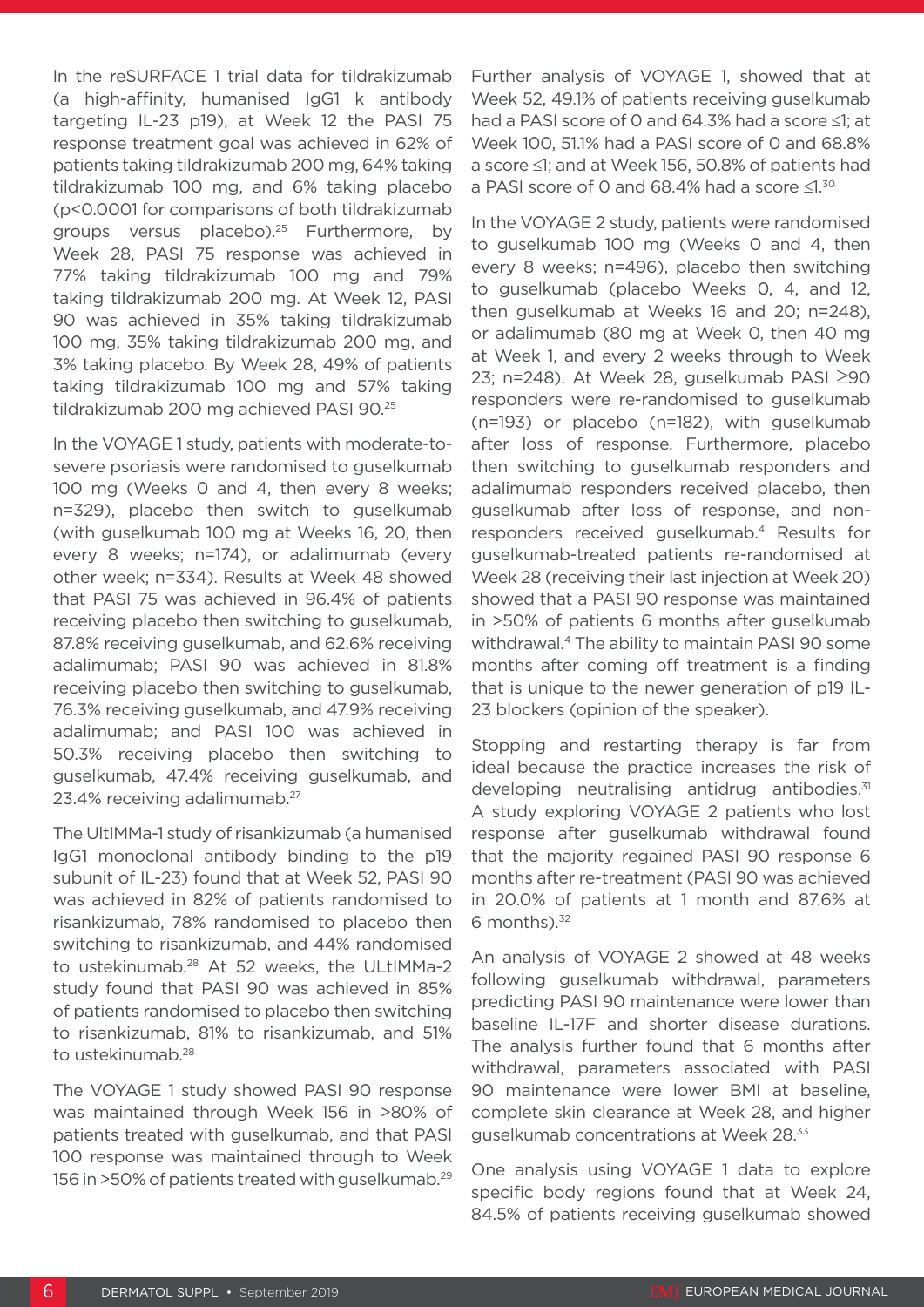In the reSURFACE 1 trial data for tildrakizumab (a high-affinity, humanised IgG1 k antibody targeting IL-23 p19), at Week 12 the PASI 75 response treatment goal was achieved in 62% of patients taking tildrakizumab 200 mg, 64% taking tildrakizumab 100 mg, and 6% taking placebo ($p<0.0001$ for comparisons of both tildrakizumab groups versus placebo).[25] Furthermore, by Week 28, PASI 75 response was achieved in 77% taking tildrakizumab 100 mg and 79% taking tildrakizumab 200 mg. At Week 12, PASI 90 was achieved in 35% taking tildrakizumab 100 mg, 35% taking tildrakizumab 200 mg, and 3% taking placebo. By Week 28, 49% of patients taking tildrakizumab 100 mg and 57% taking tildrakizumab 200 mg achieved PASI 90.[25]

In the VOYAGE 1 study, patients with moderate-to-severe psoriasis were randomised to guselkumab 100 mg (Weeks 0 and 4, then every 8 weeks; n=329), placebo then switch to guselkumab (with guselkumab 100 mg at Weeks 16, 20, then every 8 weeks; n=174), or adalimumab (every other week; n=334). Results at Week 48 showed that PASI 75 was achieved in 96.4% of patients receiving placebo then switching to guselkumab, 87.8% receiving guselkumab, and 62.6% receiving adalimumab; PASI 90 was achieved in 81.8% receiving placebo then switching to guselkumab, 76.3% receiving guselkumab, and 47.9% receiving adalimumab; and PASI 100 was achieved in 50.3% receiving placebo then switching to guselkumab, 47.4% receiving guselkumab, and 23.4% receiving adalimumab.[27]

The UltIMMa-1 study of risankizumab (a humanised IgG1 monoclonal antibody binding to the p19 subunit of IL-23) found that at Week 52, PASI 90 was achieved in 82% of patients randomised to risankizumab, 78% randomised to placebo then switching to risankizumab, and 44% randomised to ustekinumab.[28] At 52 weeks, the ULtIMMa-2 study found that PASI 90 was achieved in 85% of patients randomised to placebo then switching to risankizumab, 81% to risankizumab, and 51% to ustekinumab.[28]

The VOYAGE 1 study showed PASI 90 response was maintained through Week 156 in >80% of patients treated with guselkumab, and that PASI 100 response was maintained through to Week 156 in >50% of patients treated with guselkumab.[29]

Further analysis of VOYAGE 1, showed that at Week 52, 49.1% of patients receiving guselkumab had a PASI score of 0 and 64.3% had a score ≤1; at Week 100, 51.1% had a PASI score of 0 and 68.8% a score ≤1; and at Week 156, 50.8% of patients had a PASI score of 0 and 68.4% had a score ≤1.[30]

In the VOYAGE 2 study, patients were randomised to guselkumab 100 mg (Weeks 0 and 4, then every 8 weeks; n=496), placebo then switching to guselkumab (placebo Weeks 0, 4, and 12, then guselkumab at Weeks 16 and 20; n=248), or adalimumab (80 mg at Week 0, then 40 mg at Week 1, and every 2 weeks through to Week 23; n=248). At Week 28, guselkumab PASI ≥90 responders were re-randomised to guselkumab (n=193) or placebo (n=182), with guselkumab after loss of response. Furthermore, placebo then switching to guselkumab responders and adalimumab responders received placebo, then guselkumab after loss of response, and non-responders received guselkumab.[4] Results for guselkumab-treated patients re-randomised at Week 28 (receiving their last injection at Week 20) showed that a PASI 90 response was maintained in >50% of patients 6 months after guselkumab withdrawal.[4] The ability to maintain PASI 90 some months after coming off treatment is a finding that is unique to the newer generation of p19 IL-23 blockers (opinion of the speaker).

Stopping and restarting therapy is far from ideal because the practice increases the risk of developing neutralising antidrug antibodies.[31] A study exploring VOYAGE 2 patients who lost response after guselkumab withdrawal found that the majority regained PASI 90 response 6 months after re-treatment (PASI 90 was achieved in 20.0% of patients at 1 month and 87.6% at 6 months).[32]

An analysis of VOYAGE 2 showed at 48 weeks following guselkumab withdrawal, parameters predicting PASI 90 maintenance were lower than baseline IL-17F and shorter disease durations. The analysis further found that 6 months after withdrawal, parameters associated with PASI 90 maintenance were lower BMI at baseline, complete skin clearance at Week 28, and higher guselkumab concentrations at Week 28.[33]

One analysis using VOYAGE 1 data to explore specific body regions found that at Week 24, 84.5% of patients receiving guselkumab showed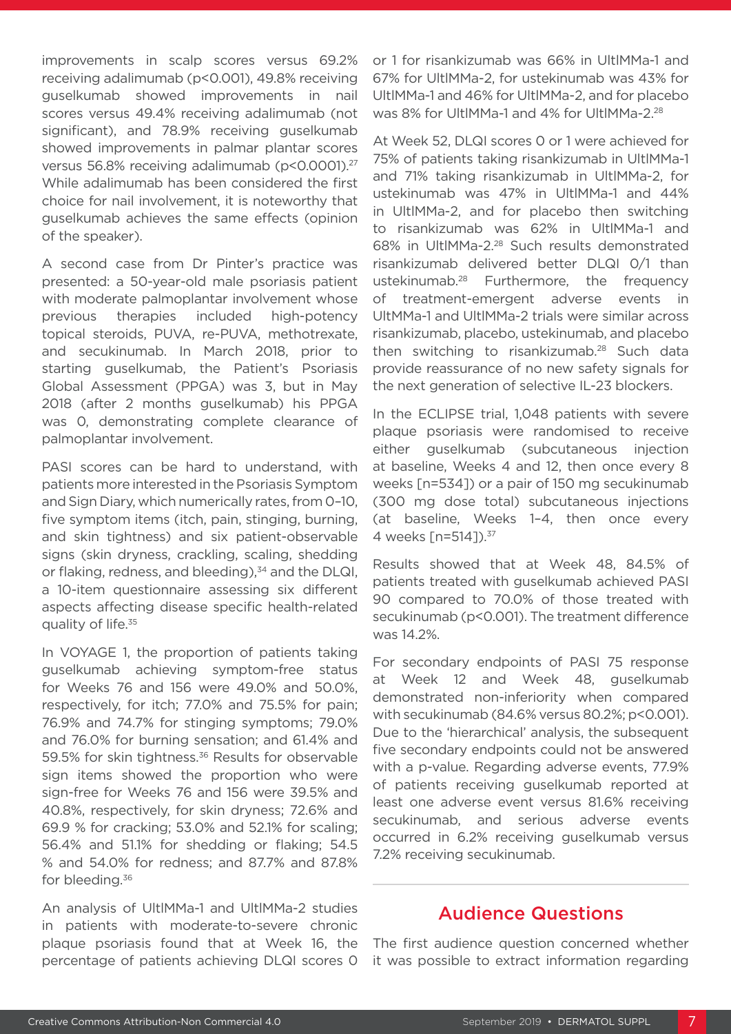improvements in scalp scores versus 69.2% receiving adalimumab (p<0.001), 49.8% receiving guselkumab showed improvements in nail scores versus 49.4% receiving adalimumab (not significant), and 78.9% receiving guselkumab showed improvements in palmar plantar scores versus 56.8% receiving adalimumab (p<0.0001).[27] While adalimumab has been considered the first choice for nail involvement, it is noteworthy that guselkumab achieves the same effects (opinion of the speaker).

A second case from Dr Pinter's practice was presented: a 50-year-old male psoriasis patient with moderate palmoplantar involvement whose previous therapies included high-potency topical steroids, PUVA, re-PUVA, methotrexate, and secukinumab. In March 2018, prior to starting guselkumab, the Patient's Psoriasis Global Assessment (PPGA) was 3, but in May 2018 (after 2 months guselkumab) his PPGA was 0, demonstrating complete clearance of palmoplantar involvement.

PASI scores can be hard to understand, with patients more interested in the Psoriasis Symptom and Sign Diary, which numerically rates, from 0–10, five symptom items (itch, pain, stinging, burning, and skin tightness) and six patient-observable signs (skin dryness, crackling, scaling, shedding or flaking, redness, and bleeding),[34] and the DLQI, a 10-item questionnaire assessing six different aspects affecting disease specific health-related quality of life.[35]

In VOYAGE 1, the proportion of patients taking guselkumab achieving symptom-free status for Weeks 76 and 156 were 49.0% and 50.0%, respectively, for itch; 77.0% and 75.5% for pain; 76.9% and 74.7% for stinging symptoms; 79.0% and 76.0% for burning sensation; and 61.4% and 59.5% for skin tightness.[36] Results for observable sign items showed the proportion who were sign-free for Weeks 76 and 156 were 39.5% and 40.8%, respectively, for skin dryness; 72.6% and 69.9 % for cracking; 53.0% and 52.1% for scaling; 56.4% and 51.1% for shedding or flaking; 54.5 % and 54.0% for redness; and 87.7% and 87.8% for bleeding.[36]

An analysis of UltIMMa-1 and UltIMMa-2 studies in patients with moderate-to-severe chronic plaque psoriasis found that at Week 16, the percentage of patients achieving DLQI scores 0 or 1 for risankizumab was 66% in UltIMMa-1 and 67% for UltIMMa-2, for ustekinumab was 43% for UltIMMa-1 and 46% for UltIMMa-2, and for placebo was 8% for UltIMMa-1 and 4% for UltIMMa-2.[28]

At Week 52, DLQI scores 0 or 1 were achieved for 75% of patients taking risankizumab in UltIMMa-1 and 71% taking risankizumab in UltIMMa-2, for ustekinumab was 47% in UltIMMa-1 and 44% in UltIMMa-2, and for placebo then switching to risankizumab was 62% in UltIMMa-1 and 68% in UltIMMa-2.[28] Such results demonstrated risankizumab delivered better DLQI 0/1 than ustekinumab.[28] Furthermore, the frequency of treatment-emergent adverse events in UltMMa-1 and UltIMMa-2 trials were similar across risankizumab, placebo, ustekinumab, and placebo then switching to risankizumab.[28] Such data provide reassurance of no new safety signals for the next generation of selective IL-23 blockers.

In the ECLIPSE trial, 1,048 patients with severe plaque psoriasis were randomised to receive either guselkumab (subcutaneous injection at baseline, Weeks 4 and 12, then once every 8 weeks [n=534]) or a pair of 150 mg secukinumab (300 mg dose total) subcutaneous injections (at baseline, Weeks 1–4, then once every 4 weeks [n=514]).[37]

Results showed that at Week 48, 84.5% of patients treated with guselkumab achieved PASI 90 compared to 70.0% of those treated with secukinumab (p<0.001). The treatment difference was 14.2%.

For secondary endpoints of PASI 75 response at Week 12 and Week 48, guselkumab demonstrated non-inferiority when compared with secukinumab (84.6% versus 80.2%; p<0.001). Due to the 'hierarchical' analysis, the subsequent five secondary endpoints could not be answered with a p-value. Regarding adverse events, 77.9% of patients receiving guselkumab reported at least one adverse event versus 81.6% receiving secukinumab, and serious adverse events occurred in 6.2% receiving guselkumab versus 7.2% receiving secukinumab.

## Audience Questions

The first audience question concerned whether it was possible to extract information regarding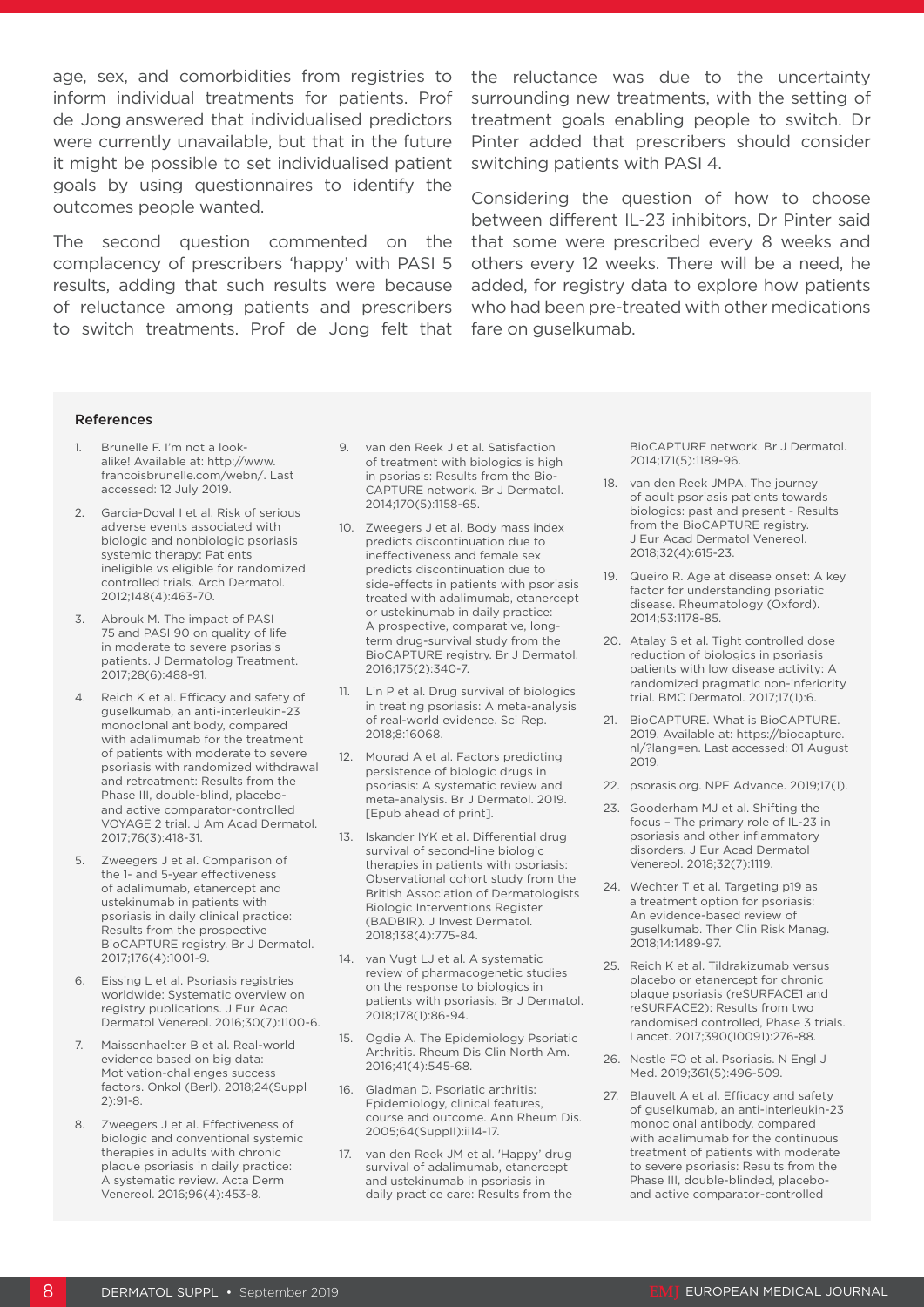age, sex, and comorbidities from registries to inform individual treatments for patients. Prof de Jong answered that individualised predictors were currently unavailable, but that in the future it might be possible to set individualised patient goals by using questionnaires to identify the outcomes people wanted.

The second question commented on the complacency of prescribers 'happy' with PASI 5 results, adding that such results were because of reluctance among patients and prescribers to switch treatments. Prof de Jong felt that the reluctance was due to the uncertainty surrounding new treatments, with the setting of treatment goals enabling people to switch. Dr Pinter added that prescribers should consider switching patients with PASI 4.

Considering the question of how to choose between different IL-23 inhibitors, Dr Pinter said that some were prescribed every 8 weeks and others every 12 weeks. There will be a need, he added, for registry data to explore how patients who had been pre-treated with other medications fare on guselkumab.

### References

1. Brunelle F. I'm not a look-alike! Available at: http://www.francoisbrunelle.com/webn/. Last accessed: 12 July 2019.
2. Garcia-Doval I et al. Risk of serious adverse events associated with biologic and nonbiologic psoriasis systemic therapy: Patients ineligible vs eligible for randomized controlled trials. Arch Dermatol. 2012;148(4):463-70.
3. Abrouk M. The impact of PASI 75 and PASI 90 on quality of life in moderate to severe psoriasis patients. J Dermatolog Treatment. 2017;28(6):488-91.
4. Reich K et al. Efficacy and safety of guselkumab, an anti-interleukin-23 monoclonal antibody, compared with adalimumab for the treatment of patients with moderate to severe psoriasis with randomized withdrawal and retreatment: Results from the Phase III, double-blind, placebo- and active comparator-controlled VOYAGE 2 trial. J Am Acad Dermatol. 2017;76(3):418-31.
5. Zweegers J et al. Comparison of the 1- and 5-year effectiveness of adalimumab, etanercept and ustekinumab in patients with psoriasis in daily clinical practice: Results from the prospective BioCAPTURE registry. Br J Dermatol. 2017;176(4):1001-9.
6. Eissing L et al. Psoriasis registries worldwide: Systematic overview on registry publications. J Eur Acad Dermatol Venereol. 2016;30(7):1100-6.
7. Maissenhaelter B et al. Real-world evidence based on big data: Motivation-challenges success factors. Onkol (Berl). 2018;24(Suppl 2):91-8.
8. Zweegers J et al. Effectiveness of biologic and conventional systemic therapies in adults with chronic plaque psoriasis in daily practice: A systematic review. Acta Derm Venereol. 2016;96(4):453-8.
9. van den Reek J et al. Satisfaction of treatment with biologics is high in psoriasis: Results from the Bio-CAPTURE network. Br J Dermatol. 2014;170(5):1158-65.
10. Zweegers J et al. Body mass index predicts discontinuation due to ineffectiveness and female sex predicts discontinuation due to side-effects in patients with psoriasis treated with adalimumab, etanercept or ustekinumab in daily practice: A prospective, comparative, long-term drug-survival study from the BioCAPTURE registry. Br J Dermatol. 2016;175(2):340-7.
11. Lin P et al. Drug survival of biologics in treating psoriasis: A meta-analysis of real-world evidence. Sci Rep. 2018;8:16068.
12. Mourad A et al. Factors predicting persistence of biologic drugs in psoriasis: A systematic review and meta-analysis. Br J Dermatol. 2019. [Epub ahead of print].
13. Iskander IYK et al. Differential drug survival of second-line biologic therapies in patients with psoriasis: Observational cohort study from the British Association of Dermatologists Biologic Interventions Register (BADBIR). J Invest Dermatol. 2018;138(4):775-84.
14. van Vugt LJ et al. A systematic review of pharmacogenetic studies on the response to biologics in patients with psoriasis. Br J Dermatol. 2018;178(1):86-94.
15. Ogdie A. The Epidemiology Psoriatic Arthritis. Rheum Dis Clin North Am. 2016;41(4):545-68.
16. Gladman D. Psoriatic arthritis: Epidemiology, clinical features, course and outcome. Ann Rheum Dis. 2005;64(SupplI):ii14-17.
17. van den Reek JM et al. 'Happy' drug survival of adalimumab, etanercept and ustekinumab in psoriasis in daily practice care: Results from the BioCAPTURE network. Br J Dermatol. 2014;171(5):1189-96.
18. van den Reek JMPA. The journey of adult psoriasis patients towards biologics: past and present - Results from the BioCAPTURE registry. J Eur Acad Dermatol Venereol. 2018;32(4):615-23.
19. Queiro R. Age at disease onset: A key factor for understanding psoriatic disease. Rheumatology (Oxford). 2014;53:1178-85.
20. Atalay S et al. Tight controlled dose reduction of biologics in psoriasis patients with low disease activity: A randomized pragmatic non-inferiority trial. BMC Dermatol. 2017;17(1):6.
21. BioCAPTURE. What is BioCAPTURE. 2019. Available at: https://biocapture.nl/?lang=en. Last accessed: 01 August 2019.
22. psorasis.org. NPF Advance. 2019;17(1).
23. Gooderham MJ et al. Shifting the focus – The primary role of IL-23 in psoriasis and other inflammatory disorders. J Eur Acad Dermatol Venereol. 2018;32(7):1119.
24. Wechter T et al. Targeting p19 as a treatment option for psoriasis: An evidence-based review of guselkumab. Ther Clin Risk Manag. 2018;14:1489-97.
25. Reich K et al. Tildrakizumab versus placebo or etanercept for chronic plaque psoriasis (reSURFACE1 and reSURFACE2): Results from two randomised controlled, Phase 3 trials. Lancet. 2017;390(10091):276-88.
26. Nestle FO et al. Psoriasis. N Engl J Med. 2019;361(5):496-509.
27. Blauvelt A et al. Efficacy and safety of guselkumab, an anti-interleukin-23 monoclonal antibody, compared with adalimumab for the continuous treatment of patients with moderate to severe psoriasis: Results from the Phase III, double-blinded, placebo- and active comparator-controlled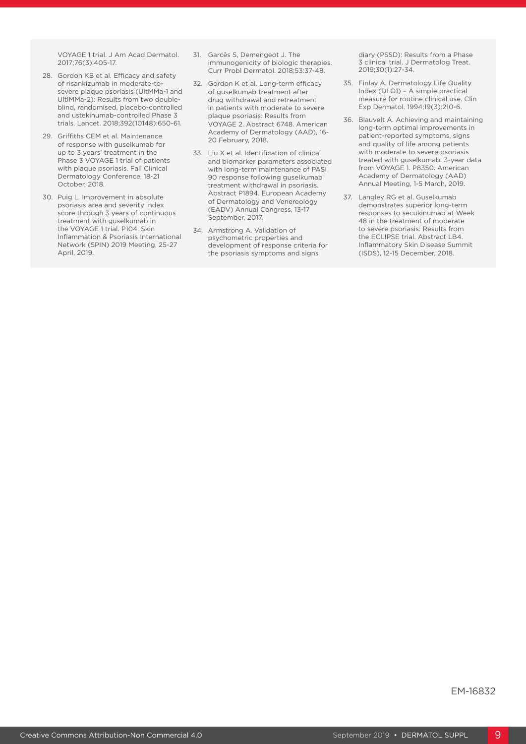VOYAGE 1 trial. J Am Acad Dermatol. 2017;76(3):405-17.

28. Gordon KB et al. Efficacy and safety of risankizumab in moderate-to-severe plaque psoriasis (UltMMa-1 and UltIMMa-2): Results from two double-blind, randomised, placebo-controlled and ustekinumab-controlled Phase 3 trials. Lancet. 2018;392(10148):650-61.
29. Griffiths CEM et al. Maintenance of response with guselkumab for up to 3 years' treatment in the Phase 3 VOYAGE 1 trial of patients with plaque psoriasis. Fall Clinical Dermatology Conference, 18-21 October, 2018.
30. Puig L. Improvement in absolute psoriasis area and severity index score through 3 years of continuous treatment with guselkumab in the VOYAGE 1 trial. P104. Skin Inflammation & Psoriasis International Network (SPIN) 2019 Meeting, 25-27 April, 2019.
31. Garcês S, Demengeot J. The immunogenicity of biologic therapies. Curr Probl Dermatol. 2018;53:37-48.
32. Gordon K et al. Long-term efficacy of guselkumab treatment after drug withdrawal and retreatment in patients with moderate to severe plaque psoriasis: Results from VOYAGE 2. Abstract 6748. American Academy of Dermatology (AAD), 16-20 February, 2018.
33. Liu X et al. Identification of clinical and biomarker parameters associated with long-term maintenance of PASI 90 response following guselkumab treatment withdrawal in psoriasis. Abstract P1894. European Academy of Dermatology and Venereology (EADV) Annual Congress, 13-17 September, 2017.
34. Armstrong A. Validation of psychometric properties and development of response criteria for the psoriasis symptoms and signs diary (PSSD): Results from a Phase 3 clinical trial. J Dermatolog Treat. 2019;30(1):27-34.
35. Finlay A. Dermatology Life Quality Index (DLQI) – A simple practical measure for routine clinical use. Clin Exp Dermatol. 1994;19(3):210-6.
36. Blauvelt A. Achieving and maintaining long-term optimal improvements in patient-reported symptoms, signs and quality of life among patients with moderate to severe psoriasis treated with guselkumab: 3-year data from VOYAGE 1. P8350. American Academy of Dermatology (AAD) Annual Meeting, 1-5 March, 2019.
37. Langley RG et al. Guselkumab demonstrates superior long-term responses to secukinumab at Week 48 in the treatment of moderate to severe psoriasis: Results from the ECLIPSE trial. Abstract LB4. Inflammatory Skin Disease Summit (ISDS), 12-15 December, 2018.

EM-16832

Creative Commons Attribution-Non Commercial 4.0